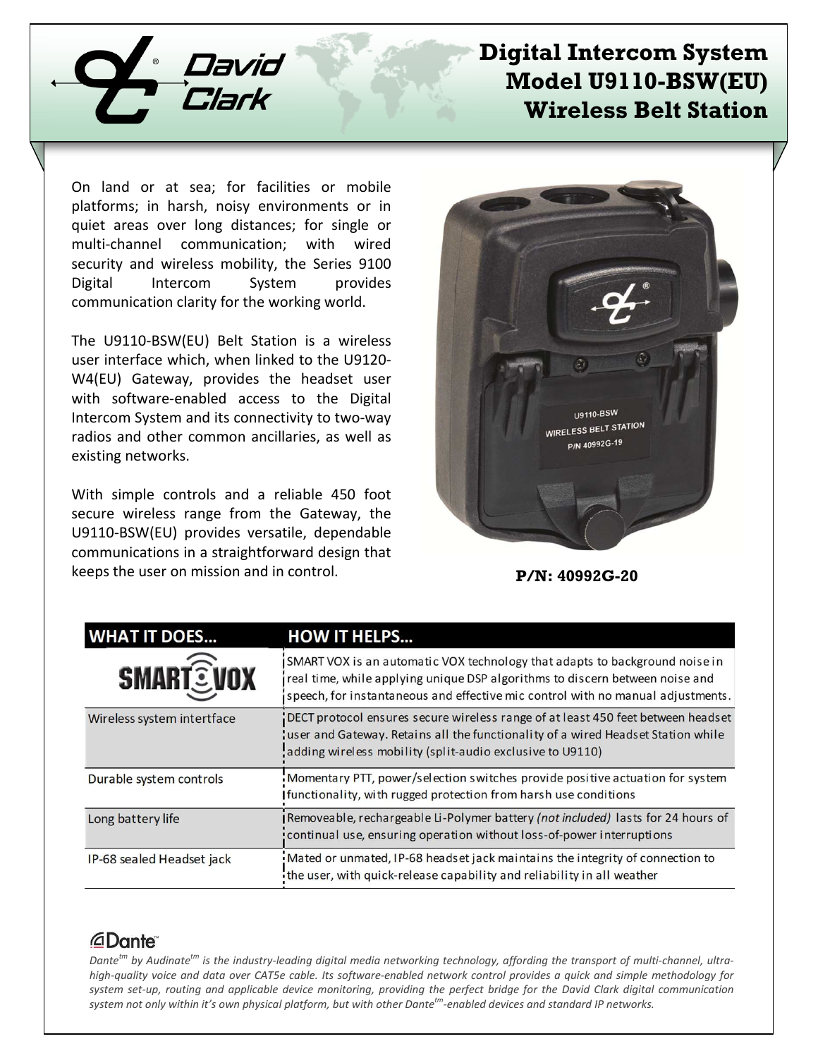# Digital Intercom System Model U9110-BSW(EU) Wireless Belt Station

On land or at sea; for facilities or mobile platforms; in harsh, noisy environments or in quiet areas over long distances; for single or multi-channel communication; with wired security and wireless mobility, the Series 9100 Digital Intercom System provides communication clarity for the working world.

The U9110-BSW(EU) Belt Station is a wireless user interface which, when linked to the U9120-W4(EU) Gateway, provides the headset user with software-enabled access to the Digital Intercom System and its connectivity to two-way radios and other common ancillaries, as well as existing networks.

With simple controls and a reliable 450 foot secure wireless range from the Gateway, the U9110-BSW(EU) provides versatile, dependable communications in a straightforward design that keeps the user on mission and in control.

U9110-BSW
WIRELESS BELT STATION
P/N 40992G-19

**P/N: 40992G-20**

| WHAT IT DOES... | HOW IT HELPS... |
|---|---|
| SMART VOX | SMART VOX is an automatic VOX technology that adapts to background noise in real time, while applying unique DSP algorithms to discern between noise and speech, for instantaneous and effective mic control with no manual adjustments. |
| Wireless system intertface | DECT protocol ensures secure wireless range of at least 450 feet between headset user and Gateway. Retains all the functionality of a wired Headset Station while adding wireless mobility (split-audio exclusive to U9110) |
| Durable system controls | Momentary PTT, power/selection switches provide positive actuation for system functionality, with rugged protection from harsh use conditions |
| Long battery life | Removeable, rechargeable Li-Polymer battery *(not included)* lasts for 24 hours of continual use, ensuring operation without loss-of-power interruptions |
| IP-68 sealed Headset jack | Mated or unmated, IP-68 headset jack maintains the integrity of connection to the user, with quick-release capability and reliability in all weather |

**Dante™**

*Dante[tm] by Audinate[tm] is the industry-leading digital media networking technology, affording the transport of multi-channel, ultra-high-quality voice and data over CAT5e cable. Its software-enabled network control provides a quick and simple methodology for system set-up, routing and applicable device monitoring, providing the perfect bridge for the David Clark digital communication system not only within it's own physical platform, but with other Dante[tm]-enabled devices and standard IP networks.*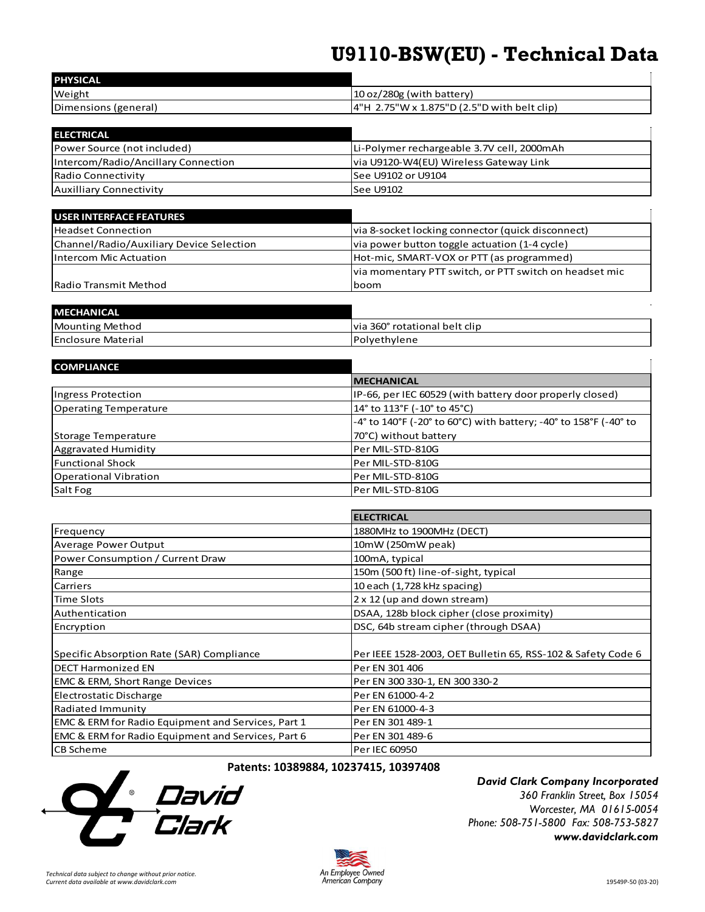# U9110-BSW(EU) - Technical Data

| PHYSICAL | |
|---|---|
| Weight | 10 oz/280g (with battery) |
| Dimensions (general) | 4"H 2.75"W x 1.875"D (2.5"D with belt clip) |

| ELECTRICAL | |
|---|---|
| Power Source (not included) | Li-Polymer rechargeable 3.7V cell, 2000mAh |
| Intercom/Radio/Ancillary Connection | via U9120-W4(EU) Wireless Gateway Link |
| Radio Connectivity | See U9102 or U9104 |
| Auxilliary Connectivity | See U9102 |

| USER INTERFACE FEATURES | |
|---|---|
| Headset Connection | via 8-socket locking connector (quick disconnect) |
| Channel/Radio/Auxiliary Device Selection | via power button toggle actuation (1-4 cycle) |
| Intercom Mic Actuation | Hot-mic, SMART-VOX or PTT (as programmed) |
| Radio Transmit Method | via momentary PTT switch, or PTT switch on headset mic boom |

| MECHANICAL | |
|---|---|
| Mounting Method | via 360° rotational belt clip |
| Enclosure Material | Polyethylene |

| COMPLIANCE | |
|---|---|
| | **MECHANICAL** |
| Ingress Protection | IP-66, per IEC 60529 (with battery door properly closed) |
| Operating Temperature | 14° to 113°F (-10° to 45°C) |
| Storage Temperature | -4° to 140°F (-20° to 60°C) with battery; -40° to 158°F (-40° to 70°C) without battery |
| Aggravated Humidity | Per MIL-STD-810G |
| Functional Shock | Per MIL-STD-810G |
| Operational Vibration | Per MIL-STD-810G |
| Salt Fog | Per MIL-STD-810G |
| | **ELECTRICAL** |
| Frequency | 1880MHz to 1900MHz (DECT) |
| Average Power Output | 10mW (250mW peak) |
| Power Consumption / Current Draw | 100mA, typical |
| Range | 150m (500 ft) line-of-sight, typical |
| Carriers | 10 each (1,728 kHz spacing) |
| Time Slots | 2 x 12 (up and down stream) |
| Authentication | DSAA, 128b block cipher (close proximity) |
| Encryption | DSC, 64b stream cipher (through DSAA) |
| Specific Absorption Rate (SAR) Compliance | Per IEEE 1528-2003, OET Bulletin 65, RSS-102 & Safety Code 6 |
| DECT Harmonized EN | Per EN 301 406 |
| EMC & ERM, Short Range Devices | Per EN 300 330-1, EN 300 330-2 |
| Electrostatic Discharge | Per EN 61000-4-2 |
| Radiated Immunity | Per EN 61000-4-3 |
| EMC & ERM for Radio Equipment and Services, Part 1 | Per EN 301 489-1 |
| EMC & ERM for Radio Equipment and Services, Part 6 | Per EN 301 489-6 |
| CB Scheme | Per IEC 60950 |

**Patents: 10389884, 10237415, 10397408**

David Clark

***David Clark Company Incorporated***
*360 Franklin Street, Box 15054*
*Worcester, MA 01615-0054*
*Phone: 508-751-5800 Fax: 508-753-5827*
***www.davidclark.com***

*Technical data subject to change without prior notice.*
*Current data available at www.davidclark.com*

An Employee Owned American Company

19549P-50 (03-20)